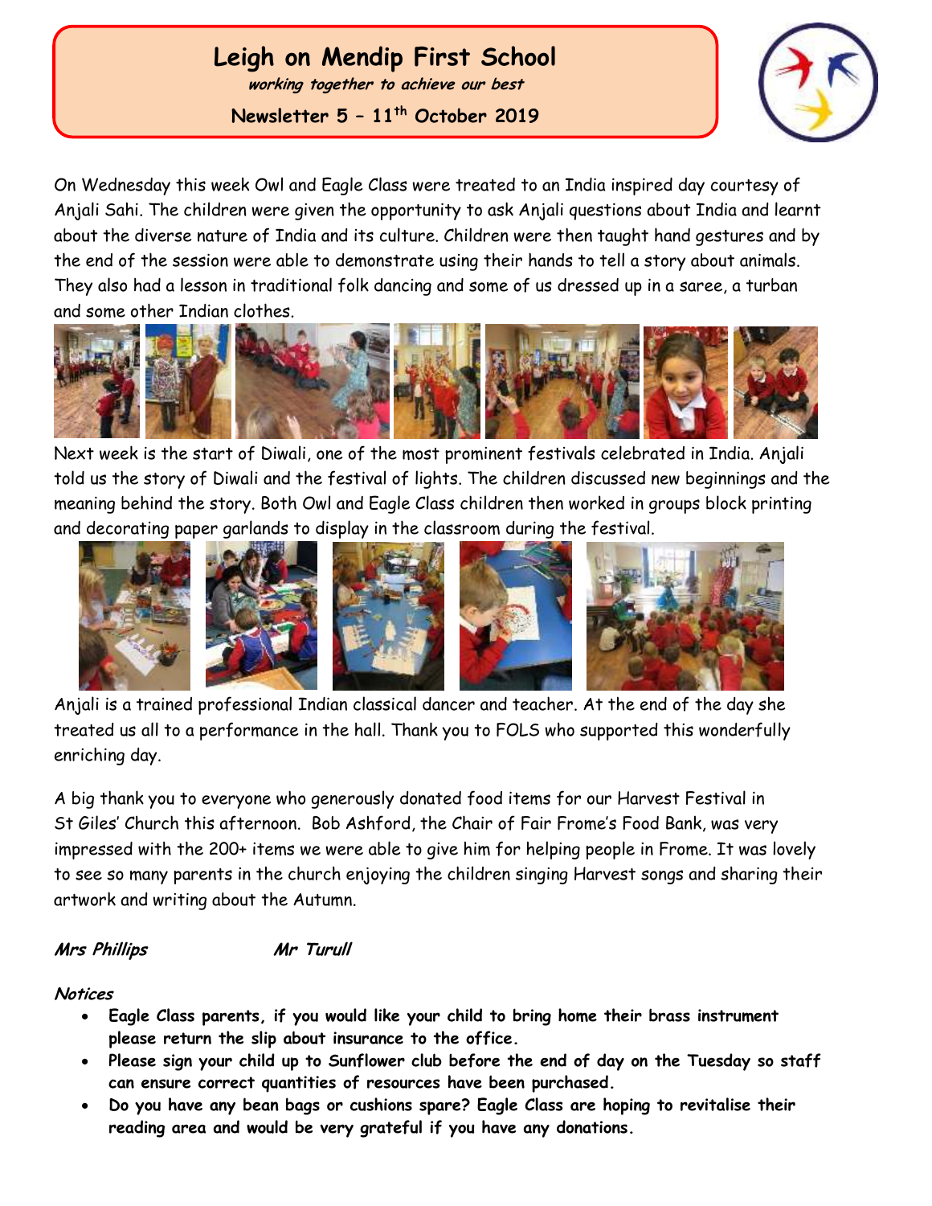# Leigh on Mendip First School

***working together to achieve our best***

**Newsletter 5 – 11th October 2019**

On Wednesday this week Owl and Eagle Class were treated to an India inspired day courtesy of Anjali Sahi. The children were given the opportunity to ask Anjali questions about India and learnt about the diverse nature of India and its culture. Children were then taught hand gestures and by the end of the session were able to demonstrate using their hands to tell a story about animals. They also had a lesson in traditional folk dancing and some of us dressed up in a saree, a turban and some other Indian clothes.

Next week is the start of Diwali, one of the most prominent festivals celebrated in India. Anjali told us the story of Diwali and the festival of lights. The children discussed new beginnings and the meaning behind the story. Both Owl and Eagle Class children then worked in groups block printing and decorating paper garlands to display in the classroom during the festival.

Anjali is a trained professional Indian classical dancer and teacher. At the end of the day she treated us all to a performance in the hall. Thank you to FOLS who supported this wonderfully enriching day.

A big thank you to everyone who generously donated food items for our Harvest Festival in St Giles' Church this afternoon. Bob Ashford, the Chair of Fair Frome's Food Bank, was very impressed with the 200+ items we were able to give him for helping people in Frome. It was lovely to see so many parents in the church enjoying the children singing Harvest songs and sharing their artwork and writing about the Autumn.

***Mrs Phillips*** ***Mr Turull***

***Notices***

- **Eagle Class parents, if you would like your child to bring home their brass instrument please return the slip about insurance to the office.**
- **Please sign your child up to Sunflower club before the end of day on the Tuesday so staff can ensure correct quantities of resources have been purchased.**
- **Do you have any bean bags or cushions spare? Eagle Class are hoping to revitalise their reading area and would be very grateful if you have any donations.**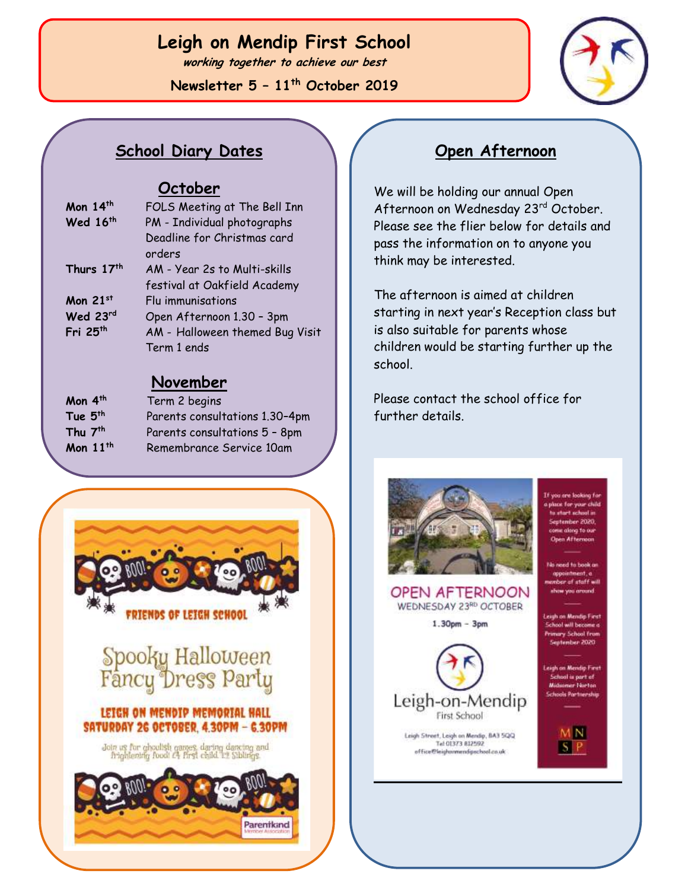# Leigh on Mendip First School

***working together to achieve our best***

**Newsletter 5 – 11th October 2019**

## School Diary Dates

### October

| | |
|---|---|
| **Mon 14th** | FOLS Meeting at The Bell Inn |
| **Wed 16th** | PM - Individual photographs<br>Deadline for Christmas card orders |
| **Thurs 17th** | AM - Year 2s to Multi-skills festival at Oakfield Academy |
| **Mon 21st** | Flu immunisations |
| **Wed 23rd** | Open Afternoon 1.30 – 3pm |
| **Fri 25th** | AM - Halloween themed Bug Visit<br>Term 1 ends |

### November

| | |
|---|---|
| **Mon 4th** | Term 2 begins |
| **Tue 5th** | Parents consultations 1.30–4pm |
| **Thu 7th** | Parents consultations 5 – 8pm |
| **Mon 11th** | Remembrance Service 10am |

FRIENDS OF LEIGH SCHOOL

Spooky Halloween Fancy Dress Party

LEIGH ON MENDIP MEMORIAL HALL
SATURDAY 26 OCTOBER, 4.30PM – 6.30PM

Join us for ghoulish games, daring dancing and frightening food! £4 first child £2 Siblings

Parentkind

## Open Afternoon

We will be holding our annual Open Afternoon on Wednesday 23rd October. Please see the flier below for details and pass the information on to anyone you think may be interested.

The afternoon is aimed at children starting in next year's Reception class but is also suitable for parents whose children would be starting further up the school.

Please contact the school office for further details.

OPEN AFTERNOON
WEDNESDAY 23RD OCTOBER
1.30pm – 3pm

Leigh-on-Mendip First School

Leigh Street, Leigh on Mendip, BA3 5QQ
Tel 01373 812592
office@leighonmendipschool.co.uk

If you are looking for a place for your child to start school in September 2020, come along to our Open Afternoon

No need to book an appointment, a member of staff will show you around

Leigh on Mendip First School will become a Primary School from September 2020

Leigh on Mendip First School is part of Midsomer Norton Schools Partnership

MNSP